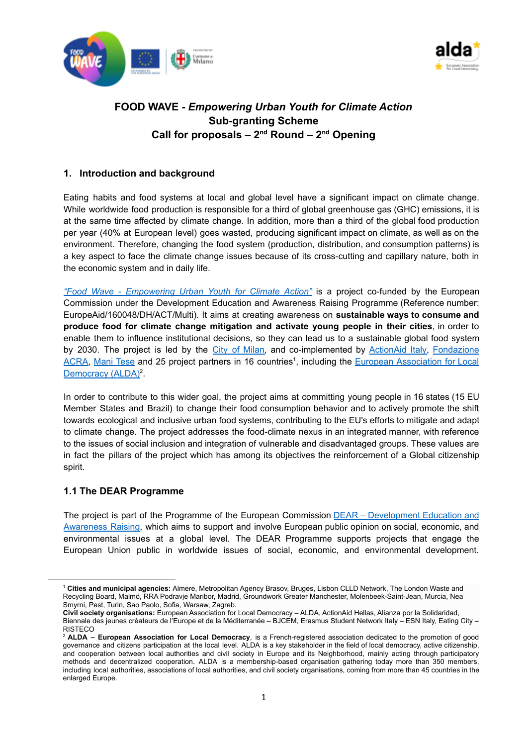# FOOD WAVE - *Empowering Urban Youth for Climate Action*
## Sub-granting Scheme
## Call for proposals – 2nd Round – 2nd Opening

## 1. Introduction and background

Eating habits and food systems at local and global level have a significant impact on climate change. While worldwide food production is responsible for a third of global greenhouse gas (GHC) emissions, it is at the same time affected by climate change. In addition, more than a third of the global food production per year (40% at European level) goes wasted, producing significant impact on climate, as well as on the environment. Therefore, changing the food system (production, distribution, and consumption patterns) is a key aspect to face the climate change issues because of its cross-cutting and capillary nature, both in the economic system and in daily life.

*"Food Wave - Empowering Urban Youth for Climate Action"* is a project co-funded by the European Commission under the Development Education and Awareness Raising Programme (Reference number: EuropeAid/160048/DH/ACT/Multi). It aims at creating awareness on **sustainable ways to consume and produce food for climate change mitigation and activate young people in their cities**, in order to enable them to influence institutional decisions, so they can lead us to a sustainable global food system by 2030. The project is led by the City of Milan, and co-implemented by ActionAid Italy, Fondazione ACRA, Mani Tese and 25 project partners in 16 countries[1], including the European Association for Local Democracy (ALDA)[2].

In order to contribute to this wider goal, the project aims at committing young people in 16 states (15 EU Member States and Brazil) to change their food consumption behavior and to actively promote the shift towards ecological and inclusive urban food systems, contributing to the EU's efforts to mitigate and adapt to climate change. The project addresses the food-climate nexus in an integrated manner, with reference to the issues of social inclusion and integration of vulnerable and disadvantaged groups. These values are in fact the pillars of the project which has among its objectives the reinforcement of a Global citizenship spirit.

### 1.1 The DEAR Programme

The project is part of the Programme of the European Commission DEAR – Development Education and Awareness Raising, which aims to support and involve European public opinion on social, economic, and environmental issues at a global level. The DEAR Programme supports projects that engage the European Union public in worldwide issues of social, economic, and environmental development.

---

[1] **Cities and municipal agencies:** Almere, Metropolitan Agency Brasov, Bruges, Lisbon CLLD Network, The London Waste and Recycling Board, Malmö, RRA Podravje Maribor, Madrid, Groundwork Greater Manchester, Molenbeek-Saint-Jean, Murcia, Nea Smyrni, Pest, Turin, Sao Paolo, Sofia, Warsaw, Zagreb.
**Civil society organisations:** European Association for Local Democracy – ALDA, ActionAid Hellas, Alianza por la Solidaridad, Biennale des jeunes créateurs de l'Europe et de la Méditerranée – BJCEM, Erasmus Student Network Italy – ESN Italy, Eating City – RISTECO

[2] **ALDA – European Association for Local Democracy**, is a French-registered association dedicated to the promotion of good governance and citizens participation at the local level. ALDA is a key stakeholder in the field of local democracy, active citizenship, and cooperation between local authorities and civil society in Europe and its Neighborhood, mainly acting through participatory methods and decentralized cooperation. ALDA is a membership-based organisation gathering today more than 350 members, including local authorities, associations of local authorities, and civil society organisations, coming from more than 45 countries in the enlarged Europe.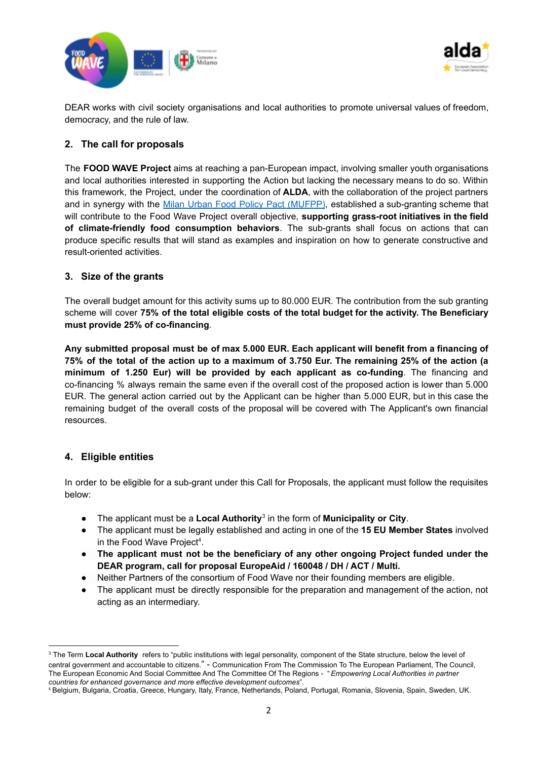DEAR works with civil society organisations and local authorities to promote universal values of freedom, democracy, and the rule of law.

## 2. The call for proposals

The **FOOD WAVE Project** aims at reaching a pan-European impact, involving smaller youth organisations and local authorities interested in supporting the Action but lacking the necessary means to do so. Within this framework, the Project, under the coordination of **ALDA**, with the collaboration of the project partners and in synergy with the [Milan Urban Food Policy Pact (MUFPP)](), established a sub-granting scheme that will contribute to the Food Wave Project overall objective, **supporting grass-root initiatives in the field of climate-friendly food consumption behaviors**. The sub-grants shall focus on actions that can produce specific results that will stand as examples and inspiration on how to generate constructive and result-oriented activities.

## 3. Size of the grants

The overall budget amount for this activity sums up to 80.000 EUR. The contribution from the sub granting scheme will cover **75% of the total eligible costs of the total budget for the activity. The Beneficiary must provide 25% of co-financing**.

**Any submitted proposal must be of max 5.000 EUR. Each applicant will benefit from a financing of 75% of the total of the action up to a maximum of 3.750 Eur. The remaining 25% of the action (a minimum of 1.250 Eur) will be provided by each applicant as co-funding**. The financing and co-financing % always remain the same even if the overall cost of the proposed action is lower than 5.000 EUR. The general action carried out by the Applicant can be higher than 5.000 EUR, but in this case the remaining budget of the overall costs of the proposal will be covered with The Applicant's own financial resources.

## 4. Eligible entities

In order to be eligible for a sub-grant under this Call for Proposals, the applicant must follow the requisites below:

- The applicant must be a **Local Authority**[3] in the form of **Municipality or City**.
- The applicant must be legally established and acting in one of the **15 EU Member States** involved in the Food Wave Project[4].
- **The applicant must not be the beneficiary of any other ongoing Project funded under the DEAR program, call for proposal EuropeAid / 160048 / DH / ACT / Multi.**
- Neither Partners of the consortium of Food Wave nor their founding members are eligible.
- The applicant must be directly responsible for the preparation and management of the action, not acting as an intermediary.

---

[3] The Term **Local Authority** refers to "public institutions with legal personality, component of the State structure, below the level of central government and accountable to citizens." - Communication From The Commission To The European Parliament, The Council, The European Economic And Social Committee And The Committee Of The Regions - "*Empowering Local Authorities in partner countries for enhanced governance and more effective development outcomes*".

[4] Belgium, Bulgaria, Croatia, Greece, Hungary, Italy, France, Netherlands, Poland, Portugal, Romania, Slovenia, Spain, Sweden, UK.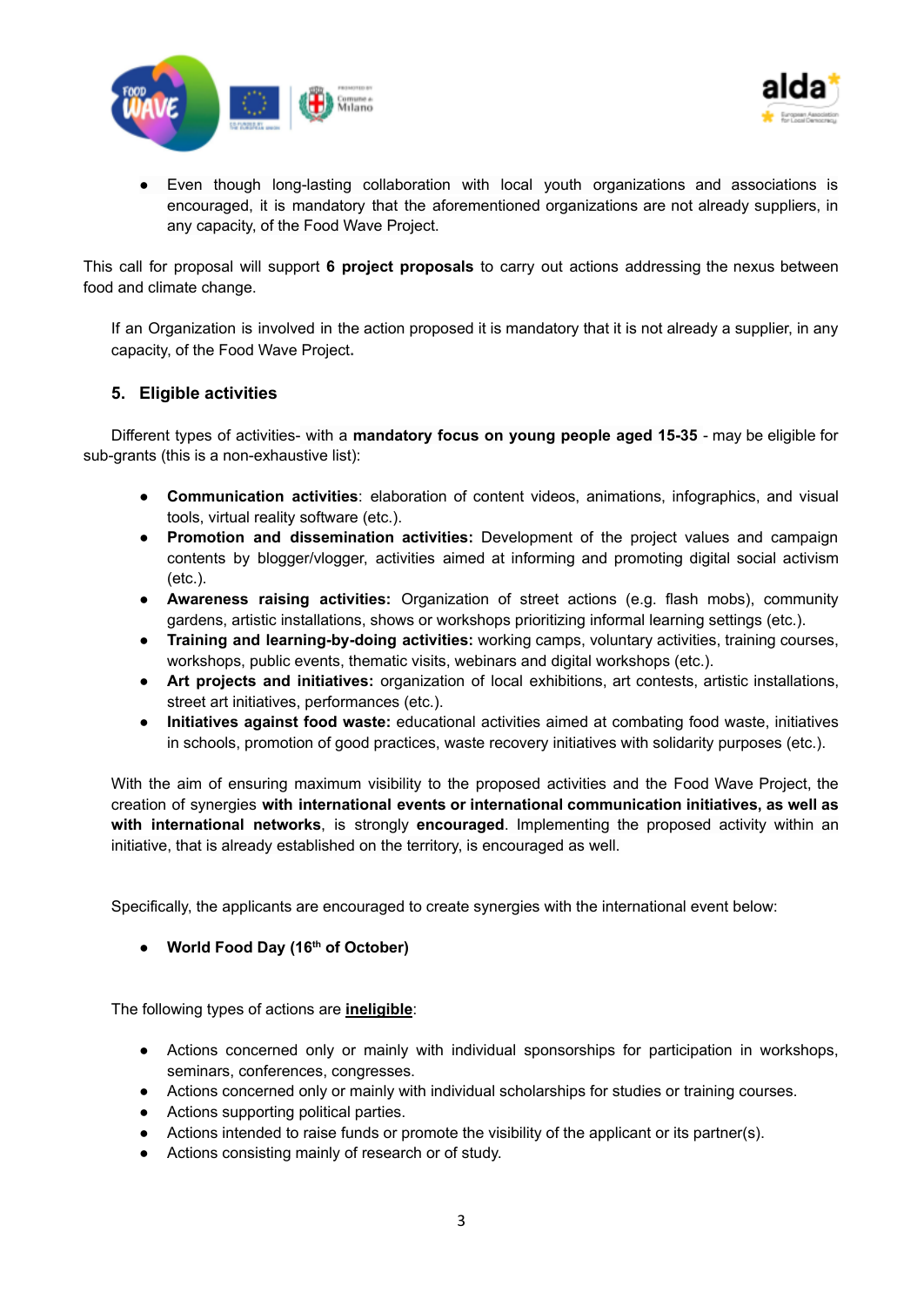- Even though long-lasting collaboration with local youth organizations and associations is encouraged, it is mandatory that the aforementioned organizations are not already suppliers, in any capacity, of the Food Wave Project.

This call for proposal will support **6 project proposals** to carry out actions addressing the nexus between food and climate change.

If an Organization is involved in the action proposed it is mandatory that it is not already a supplier, in any capacity, of the Food Wave Project**.**

## 5. Eligible activities

Different types of activities- with a **mandatory focus on young people aged 15-35** - may be eligible for sub-grants (this is a non-exhaustive list):

- **Communication activities**: elaboration of content videos, animations, infographics, and visual tools, virtual reality software (etc.).
- **Promotion and dissemination activities:** Development of the project values and campaign contents by blogger/vlogger, activities aimed at informing and promoting digital social activism (etc.).
- **Awareness raising activities:** Organization of street actions (e.g. flash mobs), community gardens, artistic installations, shows or workshops prioritizing informal learning settings (etc.).
- **Training and learning-by-doing activities:** working camps, voluntary activities, training courses, workshops, public events, thematic visits, webinars and digital workshops (etc.).
- **Art projects and initiatives:** organization of local exhibitions, art contests, artistic installations, street art initiatives, performances (etc.).
- **Initiatives against food waste:** educational activities aimed at combating food waste, initiatives in schools, promotion of good practices, waste recovery initiatives with solidarity purposes (etc.).

With the aim of ensuring maximum visibility to the proposed activities and the Food Wave Project, the creation of synergies **with international events or international communication initiatives, as well as with international networks**, is strongly **encouraged**. Implementing the proposed activity within an initiative, that is already established on the territory, is encouraged as well.

Specifically, the applicants are encouraged to create synergies with the international event below:

- **World Food Day (16th of October)**

The following types of actions are <u>**ineligible**</u>:

- Actions concerned only or mainly with individual sponsorships for participation in workshops, seminars, conferences, congresses.
- Actions concerned only or mainly with individual scholarships for studies or training courses.
- Actions supporting political parties.
- Actions intended to raise funds or promote the visibility of the applicant or its partner(s).
- Actions consisting mainly of research or of study.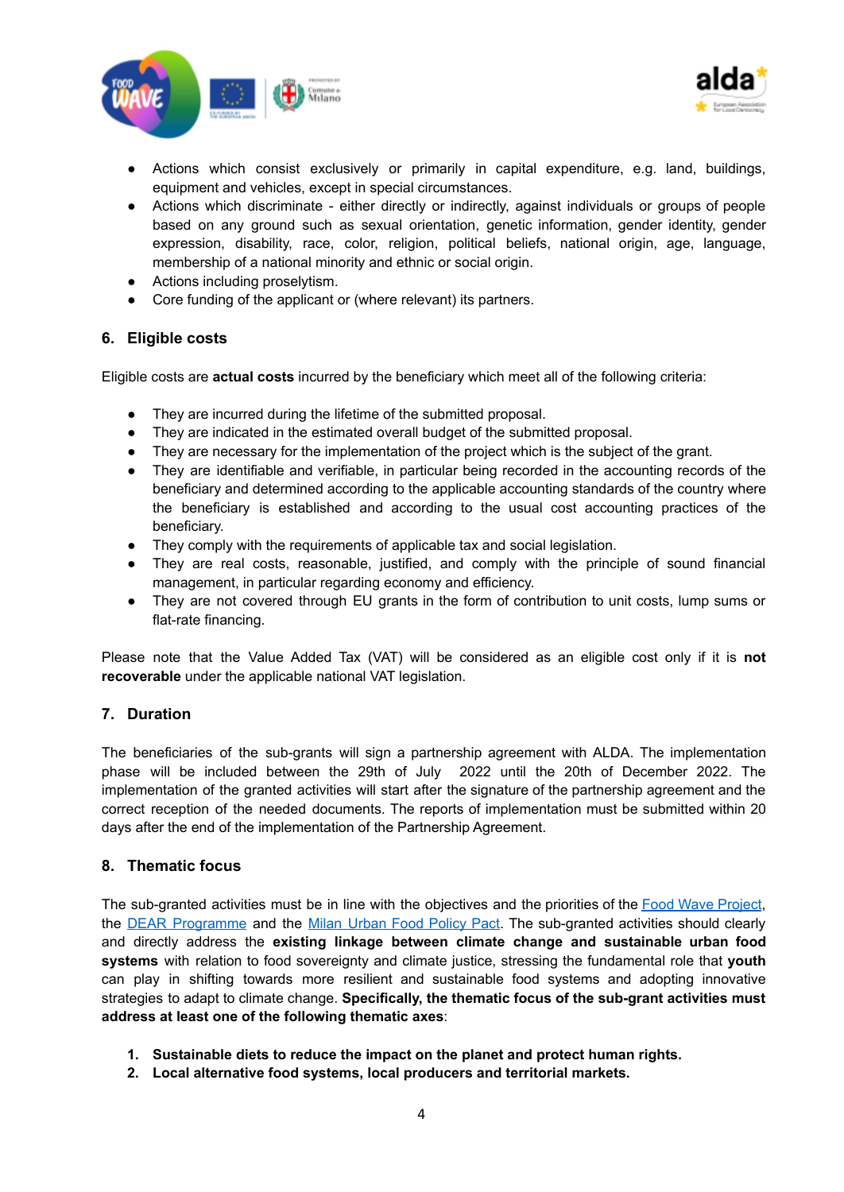- Actions which consist exclusively or primarily in capital expenditure, e.g. land, buildings, equipment and vehicles, except in special circumstances.
- Actions which discriminate - either directly or indirectly, against individuals or groups of people based on any ground such as sexual orientation, genetic information, gender identity, gender expression, disability, race, color, religion, political beliefs, national origin, age, language, membership of a national minority and ethnic or social origin.
- Actions including proselytism.
- Core funding of the applicant or (where relevant) its partners.

## 6. Eligible costs

Eligible costs are **actual costs** incurred by the beneficiary which meet all of the following criteria:

- They are incurred during the lifetime of the submitted proposal.
- They are indicated in the estimated overall budget of the submitted proposal.
- They are necessary for the implementation of the project which is the subject of the grant.
- They are identifiable and verifiable, in particular being recorded in the accounting records of the beneficiary and determined according to the applicable accounting standards of the country where the beneficiary is established and according to the usual cost accounting practices of the beneficiary.
- They comply with the requirements of applicable tax and social legislation.
- They are real costs, reasonable, justified, and comply with the principle of sound financial management, in particular regarding economy and efficiency.
- They are not covered through EU grants in the form of contribution to unit costs, lump sums or flat-rate financing.

Please note that the Value Added Tax (VAT) will be considered as an eligible cost only if it is **not recoverable** under the applicable national VAT legislation.

## 7. Duration

The beneficiaries of the sub-grants will sign a partnership agreement with ALDA. The implementation phase will be included between the 29th of July 2022 until the 20th of December 2022. The implementation of the granted activities will start after the signature of the partnership agreement and the correct reception of the needed documents. The reports of implementation must be submitted within 20 days after the end of the implementation of the Partnership Agreement.

## 8. Thematic focus

The sub-granted activities must be in line with the objectives and the priorities of the Food Wave Project, the DEAR Programme and the Milan Urban Food Policy Pact. The sub-granted activities should clearly and directly address the **existing linkage between climate change and sustainable urban food systems** with relation to food sovereignty and climate justice, stressing the fundamental role that **youth** can play in shifting towards more resilient and sustainable food systems and adopting innovative strategies to adapt to climate change. **Specifically, the thematic focus of the sub-grant activities must address at least one of the following thematic axes**:

1. **Sustainable diets to reduce the impact on the planet and protect human rights.**
2. **Local alternative food systems, local producers and territorial markets.**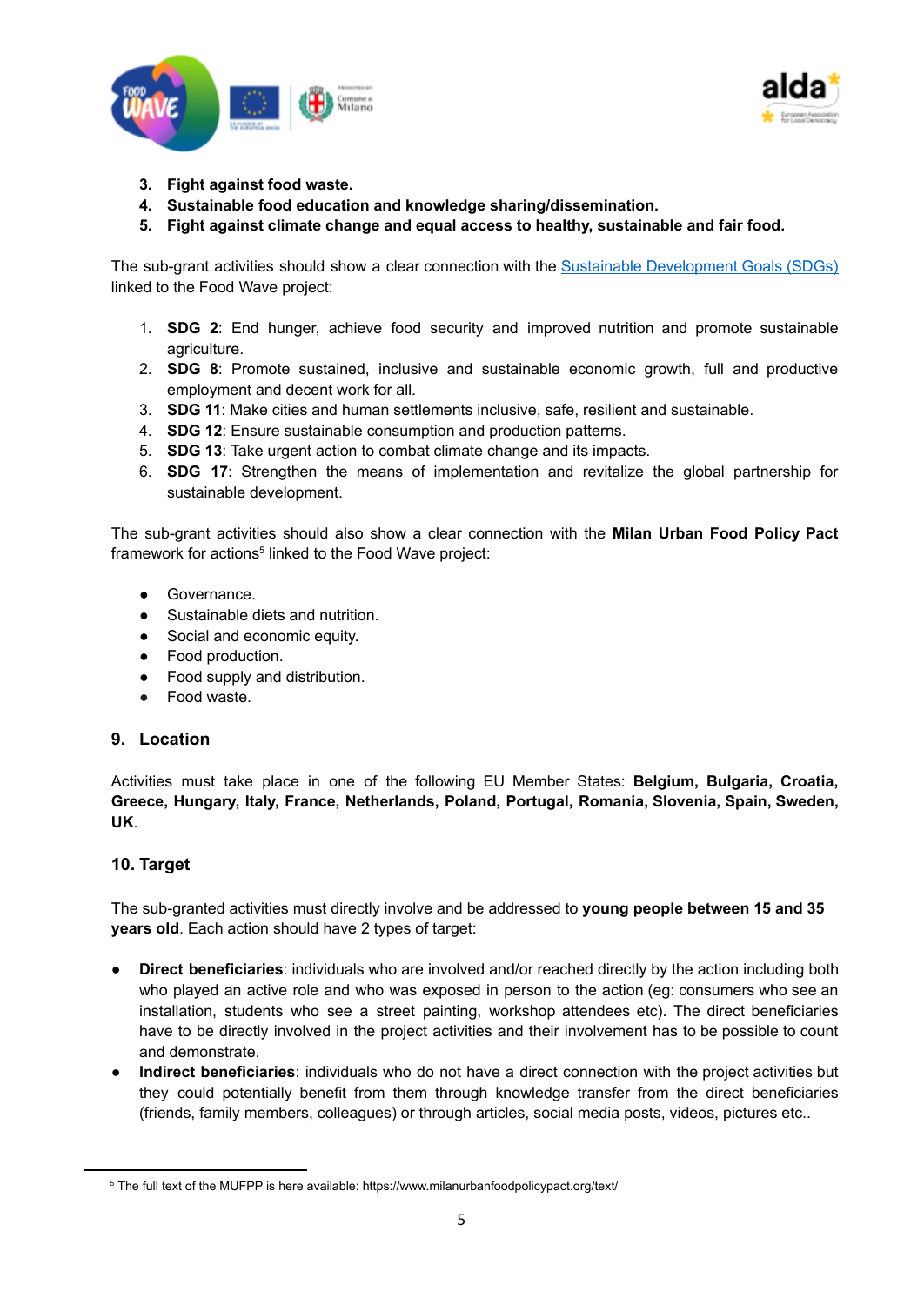3. **Fight against food waste.**
4. **Sustainable food education and knowledge sharing/dissemination.**
5. **Fight against climate change and equal access to healthy, sustainable and fair food.**

The sub-grant activities should show a clear connection with the Sustainable Development Goals (SDGs) linked to the Food Wave project:

1. **SDG 2**: End hunger, achieve food security and improved nutrition and promote sustainable agriculture.
2. **SDG 8**: Promote sustained, inclusive and sustainable economic growth, full and productive employment and decent work for all.
3. **SDG 11**: Make cities and human settlements inclusive, safe, resilient and sustainable.
4. **SDG 12**: Ensure sustainable consumption and production patterns.
5. **SDG 13**: Take urgent action to combat climate change and its impacts.
6. **SDG 17**: Strengthen the means of implementation and revitalize the global partnership for sustainable development.

The sub-grant activities should also show a clear connection with the **Milan Urban Food Policy Pact** framework for actions[5] linked to the Food Wave project:

- Governance.
- Sustainable diets and nutrition.
- Social and economic equity.
- Food production.
- Food supply and distribution.
- Food waste.

## 9. Location

Activities must take place in one of the following EU Member States: **Belgium, Bulgaria, Croatia, Greece, Hungary, Italy, France, Netherlands, Poland, Portugal, Romania, Slovenia, Spain, Sweden, UK**.

## 10. Target

The sub-granted activities must directly involve and be addressed to **young people between 15 and 35 years old**. Each action should have 2 types of target:

- **Direct beneficiaries**: individuals who are involved and/or reached directly by the action including both who played an active role and who was exposed in person to the action (eg: consumers who see an installation, students who see a street painting, workshop attendees etc). The direct beneficiaries have to be directly involved in the project activities and their involvement has to be possible to count and demonstrate.
- **Indirect beneficiaries**: individuals who do not have a direct connection with the project activities but they could potentially benefit from them through knowledge transfer from the direct beneficiaries (friends, family members, colleagues) or through articles, social media posts, videos, pictures etc..

[5] The full text of the MUFPP is here available: https://www.milanurbanfoodpolicypact.org/text/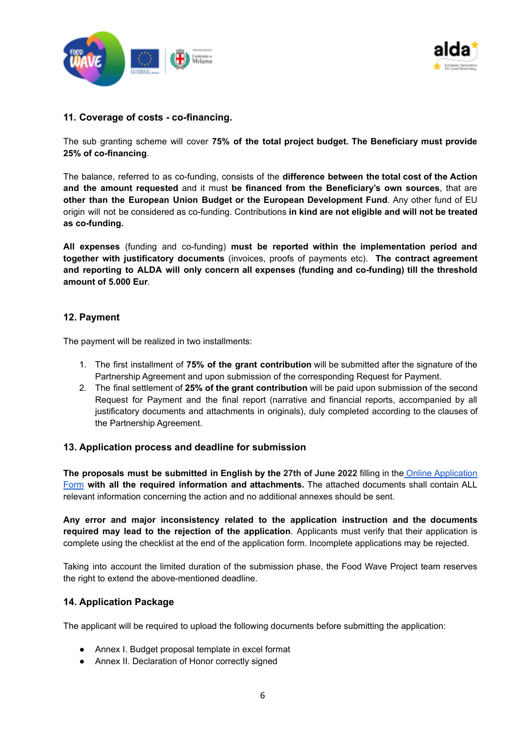## 11. Coverage of costs - co-financing.

The sub granting scheme will cover **75% of the total project budget. The Beneficiary must provide 25% of co-financing**.

The balance, referred to as co-funding, consists of the **difference between the total cost of the Action and the amount requested** and it must **be financed from the Beneficiary's own sources**, that are **other than the European Union Budget or the European Development Fund**. Any other fund of EU origin will not be considered as co-funding. Contributions **in kind are not eligible and will not be treated as co-funding.**

**All expenses** (funding and co-funding) **must be reported within the implementation period and together with justificatory documents** (invoices, proofs of payments etc). **The contract agreement and reporting to ALDA will only concern all expenses (funding and co-funding) till the threshold amount of 5.000 Eur**.

## 12. Payment

The payment will be realized in two installments:

1. The first installment of **75% of the grant contribution** will be submitted after the signature of the Partnership Agreement and upon submission of the corresponding Request for Payment.
2. The final settlement of **25% of the grant contribution** will be paid upon submission of the second Request for Payment and the final report (narrative and financial reports, accompanied by all justificatory documents and attachments in originals), duly completed according to the clauses of the Partnership Agreement.

## 13. Application process and deadline for submission

**The proposals must be submitted in English by the 27th of June 2022** filling in the [Online Application Form] **with all the required information and attachments.** The attached documents shall contain ALL relevant information concerning the action and no additional annexes should be sent.

**Any error and major inconsistency related to the application instruction and the documents required may lead to the rejection of the application**. Applicants must verify that their application is complete using the checklist at the end of the application form. Incomplete applications may be rejected.

Taking into account the limited duration of the submission phase, the Food Wave Project team reserves the right to extend the above-mentioned deadline.

## 14. Application Package

The applicant will be required to upload the following documents before submitting the application:

- Annex I. Budget proposal template in excel format
- Annex II. Declaration of Honor correctly signed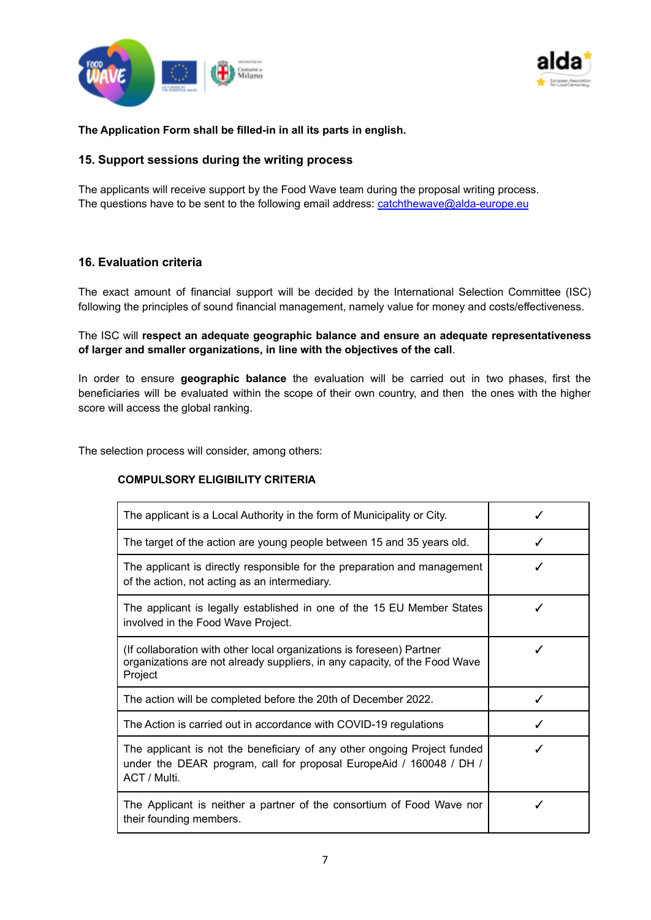**The Application Form shall be filled-in in all its parts in english.**

## 15. Support sessions during the writing process

The applicants will receive support by the Food Wave team during the proposal writing process. The questions have to be sent to the following email address: catchthewave@alda-europe.eu

## 16. Evaluation criteria

The exact amount of financial support will be decided by the International Selection Committee (ISC) following the principles of sound financial management, namely value for money and costs/effectiveness.

The ISC will **respect an adequate geographic balance and ensure an adequate representativeness of larger and smaller organizations, in line with the objectives of the call**.

In order to ensure **geographic balance** the evaluation will be carried out in two phases, first the beneficiaries will be evaluated within the scope of their own country, and then the ones with the higher score will access the global ranking.

The selection process will consider, among others:

**COMPULSORY ELIGIBILITY CRITERIA**

| | |
|---|---|
| The applicant is a Local Authority in the form of Municipality or City. | ✓ |
| The target of the action are young people between 15 and 35 years old. | ✓ |
| The applicant is directly responsible for the preparation and management of the action, not acting as an intermediary. | ✓ |
| The applicant is legally established in one of the 15 EU Member States involved in the Food Wave Project. | ✓ |
| (If collaboration with other local organizations is foreseen) Partner organizations are not already suppliers, in any capacity, of the Food Wave Project | ✓ |
| The action will be completed before the 20th of December 2022. | ✓ |
| The Action is carried out in accordance with COVID-19 regulations | ✓ |
| The applicant is not the beneficiary of any other ongoing Project funded under the DEAR program, call for proposal EuropeAid / 160048 / DH / ACT / Multi. | ✓ |
| The Applicant is neither a partner of the consortium of Food Wave nor their founding members. | ✓ |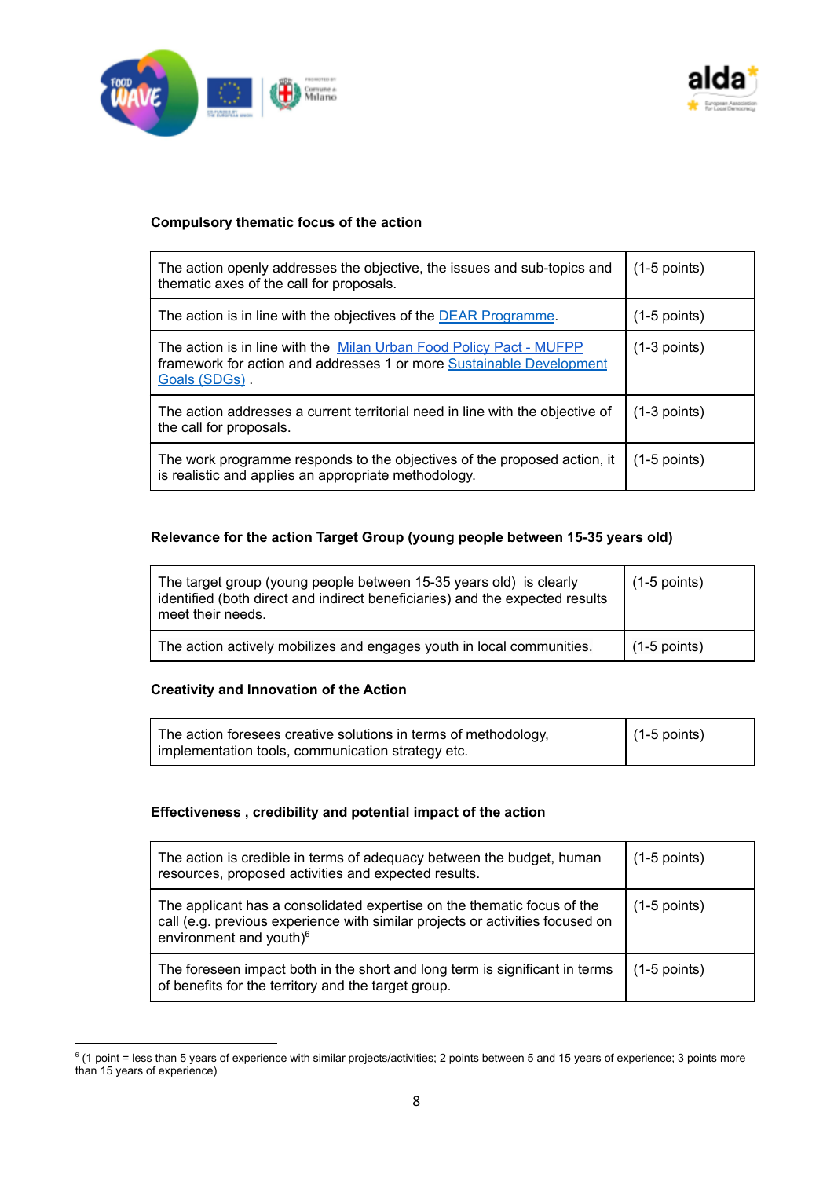**Compulsory thematic focus of the action**

| | |
|---|---|
| The action openly addresses the objective, the issues and sub-topics and thematic axes of the call for proposals. | (1-5 points) |
| The action is in line with the objectives of the DEAR Programme. | (1-5 points) |
| The action is in line with the Milan Urban Food Policy Pact - MUFPP framework for action and addresses 1 or more Sustainable Development Goals (SDGs) . | (1-3 points) |
| The action addresses a current territorial need in line with the objective of the call for proposals. | (1-3 points) |
| The work programme responds to the objectives of the proposed action, it is realistic and applies an appropriate methodology. | (1-5 points) |

**Relevance for the action Target Group (young people between 15-35 years old)**

| | |
|---|---|
| The target group (young people between 15-35 years old) is clearly identified (both direct and indirect beneficiaries) and the expected results meet their needs. | (1-5 points) |
| The action actively mobilizes and engages youth in local communities. | (1-5 points) |

**Creativity and Innovation of the Action**

| | |
|---|---|
| The action foresees creative solutions in terms of methodology, implementation tools, communication strategy etc. | (1-5 points) |

**Effectiveness , credibility and potential impact of the action**

| | |
|---|---|
| The action is credible in terms of adequacy between the budget, human resources, proposed activities and expected results. | (1-5 points) |
| The applicant has a consolidated expertise on the thematic focus of the call (e.g. previous experience with similar projects or activities focused on environment and youth)[6] | (1-5 points) |
| The foreseen impact both in the short and long term is significant in terms of benefits for the territory and the target group. | (1-5 points) |

[6] (1 point = less than 5 years of experience with similar projects/activities; 2 points between 5 and 15 years of experience; 3 points more than 15 years of experience)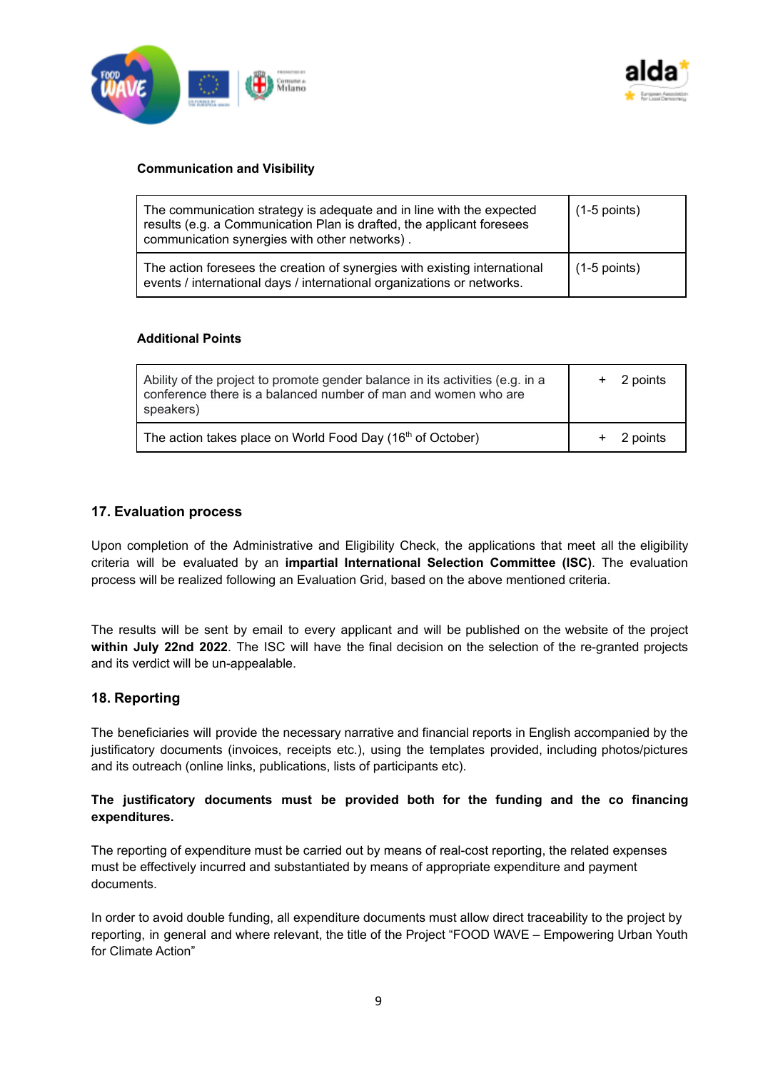**Communication and Visibility**

| | |
|---|---|
| The communication strategy is adequate and in line with the expected results (e.g. a Communication Plan is drafted, the applicant foresees communication synergies with other networks) . | (1-5 points) |
| The action foresees the creation of synergies with existing international events / international days / international organizations or networks. | (1-5 points) |

**Additional Points**

| | |
|---|---|
| Ability of the project to promote gender balance in its activities (e.g. in a conference there is a balanced number of man and women who are speakers) | + 2 points |
| The action takes place on World Food Day (16th of October) | + 2 points |

## 17. Evaluation process

Upon completion of the Administrative and Eligibility Check, the applications that meet all the eligibility criteria will be evaluated by an **impartial International Selection Committee (ISC)**. The evaluation process will be realized following an Evaluation Grid, based on the above mentioned criteria.

The results will be sent by email to every applicant and will be published on the website of the project **within July 22nd 2022**. The ISC will have the final decision on the selection of the re-granted projects and its verdict will be un-appealable.

## 18. Reporting

The beneficiaries will provide the necessary narrative and financial reports in English accompanied by the justificatory documents (invoices, receipts etc.), using the templates provided, including photos/pictures and its outreach (online links, publications, lists of participants etc).

**The justificatory documents must be provided both for the funding and the co financing expenditures.**

The reporting of expenditure must be carried out by means of real-cost reporting, the related expenses must be effectively incurred and substantiated by means of appropriate expenditure and payment documents.

In order to avoid double funding, all expenditure documents must allow direct traceability to the project by reporting, in general and where relevant, the title of the Project "FOOD WAVE – Empowering Urban Youth for Climate Action"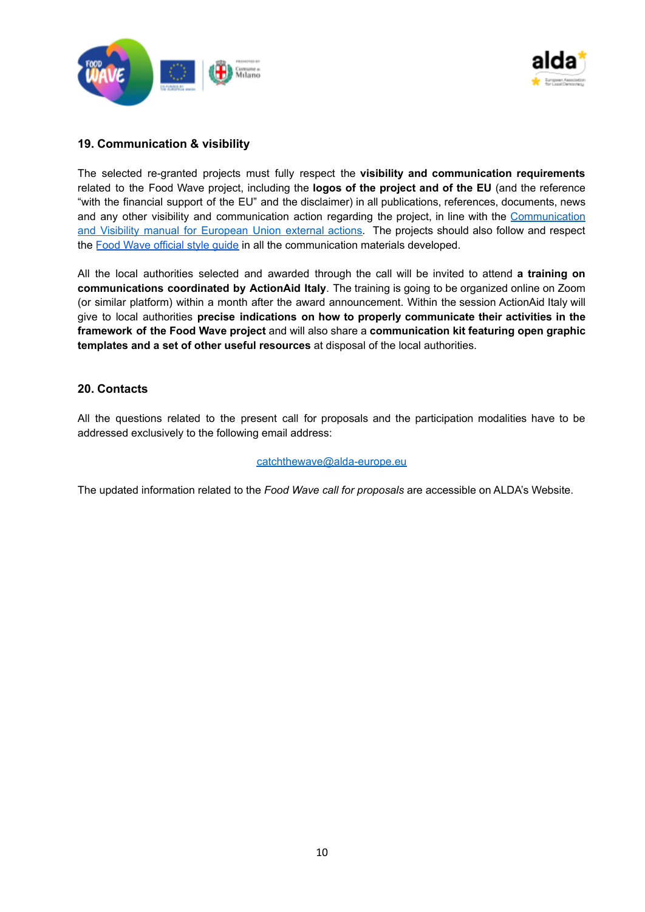## 19. Communication & visibility

The selected re-granted projects must fully respect the **visibility and communication requirements** related to the Food Wave project, including the **logos of the project and of the EU** (and the reference "with the financial support of the EU" and the disclaimer) in all publications, references, documents, news and any other visibility and communication action regarding the project, in line with the Communication and Visibility manual for European Union external actions. The projects should also follow and respect the Food Wave official style guide in all the communication materials developed.

All the local authorities selected and awarded through the call will be invited to attend **a training on communications coordinated by ActionAid Italy**. The training is going to be organized online on Zoom (or similar platform) within a month after the award announcement. Within the session ActionAid Italy will give to local authorities **precise indications on how to properly communicate their activities in the framework of the Food Wave project** and will also share a **communication kit featuring open graphic templates and a set of other useful resources** at disposal of the local authorities.

## 20. Contacts

All the questions related to the present call for proposals and the participation modalities have to be addressed exclusively to the following email address:

catchthewave@alda-europe.eu

The updated information related to the *Food Wave call for proposals* are accessible on ALDA's Website.